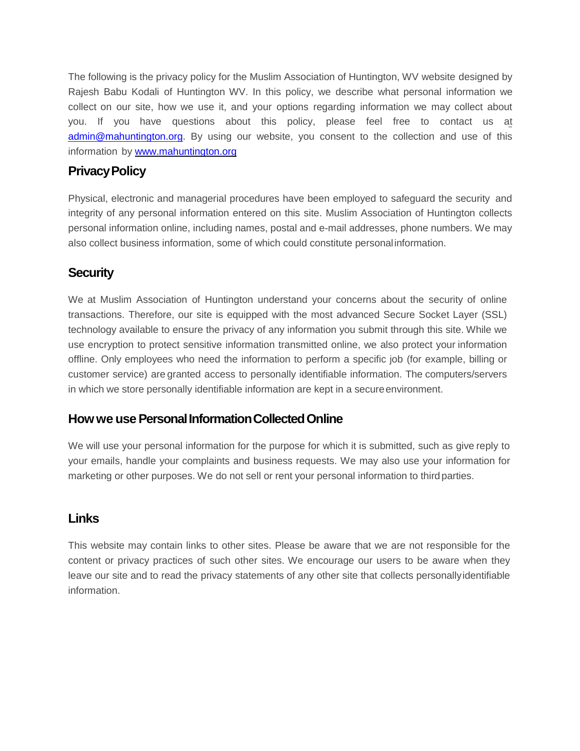The following is the privacy policy for the Muslim Association of Huntington, WV website designed by Rajesh Babu Kodali of Huntington WV. In this policy, we describe what personal information we collect on our site, how we use it, and your options regarding information we may collect about you. If you have questions about this policy, please feel free to contact us at admin@mahuntington.org. By using our website, you consent to the collection and use of this information by www.mahuntington.org

## Privacy Policy

Physical, electronic and managerial procedures have been employed to safeguard the security and integrity of any personal information entered on this site. Muslim Association of Huntington collects personal information online, including names, postal and e-mail addresses, phone numbers. We may also collect business information, some of which could constitute personal information.

## Security

We at Muslim Association of Huntington understand your concerns about the security of online transactions. Therefore, our site is equipped with the most advanced Secure Socket Layer (SSL) technology available to ensure the privacy of any information you submit through this site. While we use encryption to protect sensitive information transmitted online, we also protect your information offline. Only employees who need the information to perform a specific job (for example, billing or customer service) are granted access to personally identifiable information. The computers/servers in which we store personally identifiable information are kept in a secure environment.

## How we use Personal Information Collected Online

We will use your personal information for the purpose for which it is submitted, such as give reply to your emails, handle your complaints and business requests. We may also use your information for marketing or other purposes. We do not sell or rent your personal information to third parties.

## Links

This website may contain links to other sites. Please be aware that we are not responsible for the content or privacy practices of such other sites. We encourage our users to be aware when they leave our site and to read the privacy statements of any other site that collects personally identifiable information.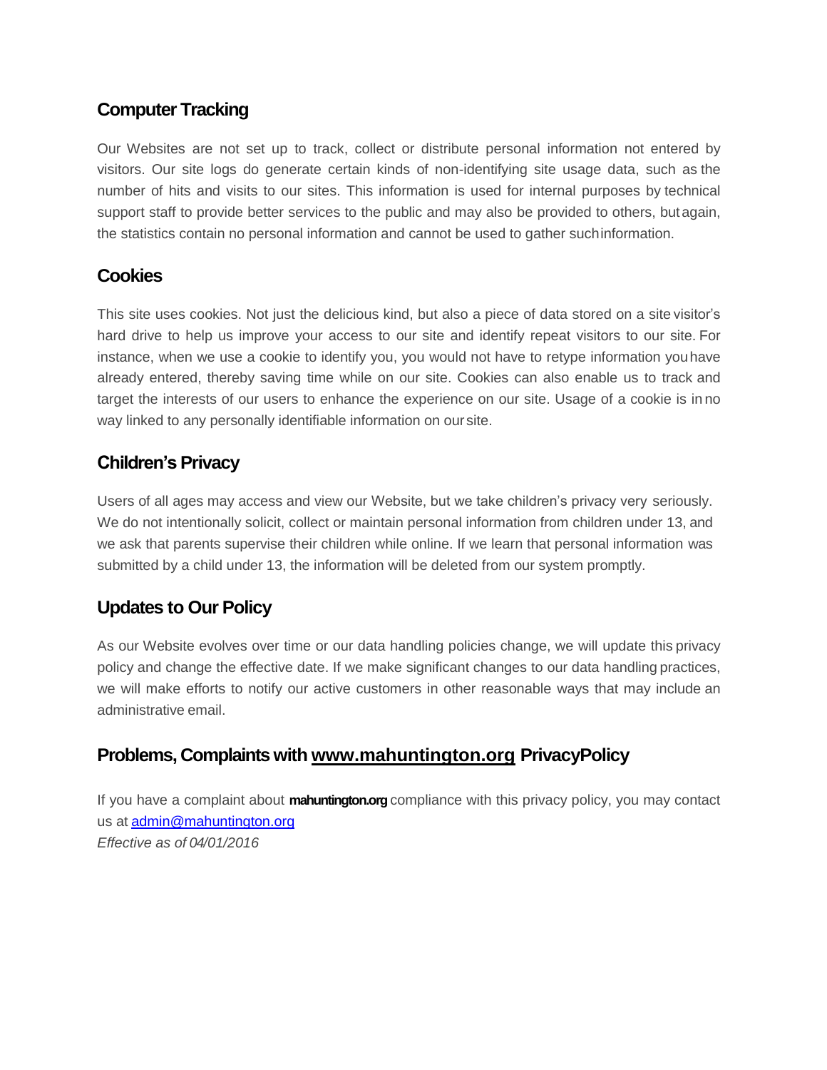## Computer Tracking

Our Websites are not set up to track, collect or distribute personal information not entered by visitors. Our site logs do generate certain kinds of non-identifying site usage data, such as the number of hits and visits to our sites. This information is used for internal purposes by technical support staff to provide better services to the public and may also be provided to others, but again, the statistics contain no personal information and cannot be used to gather such information.

## Cookies

This site uses cookies. Not just the delicious kind, but also a piece of data stored on a site visitor's hard drive to help us improve your access to our site and identify repeat visitors to our site. For instance, when we use a cookie to identify you, you would not have to retype information you have already entered, thereby saving time while on our site. Cookies can also enable us to track and target the interests of our users to enhance the experience on our site. Usage of a cookie is in no way linked to any personally identifiable information on our site.

## Children's Privacy

Users of all ages may access and view our Website, but we take children's privacy very seriously. We do not intentionally solicit, collect or maintain personal information from children under 13, and we ask that parents supervise their children while online. If we learn that personal information was submitted by a child under 13, the information will be deleted from our system promptly.

## Updates to Our Policy

As our Website evolves over time or our data handling policies change, we will update this privacy policy and change the effective date. If we make significant changes to our data handling practices, we will make efforts to notify our active customers in other reasonable ways that may include an administrative email.

## Problems, Complaints with [www.mahuntington.org](www.mahuntington.org) PrivacyPolicy

If you have a complaint about **mahuntington.org** compliance with this privacy policy, you may contact us at [admin@mahuntington.org](mailto:admin@mahuntington.org)
*Effective as of 04/01/2016*